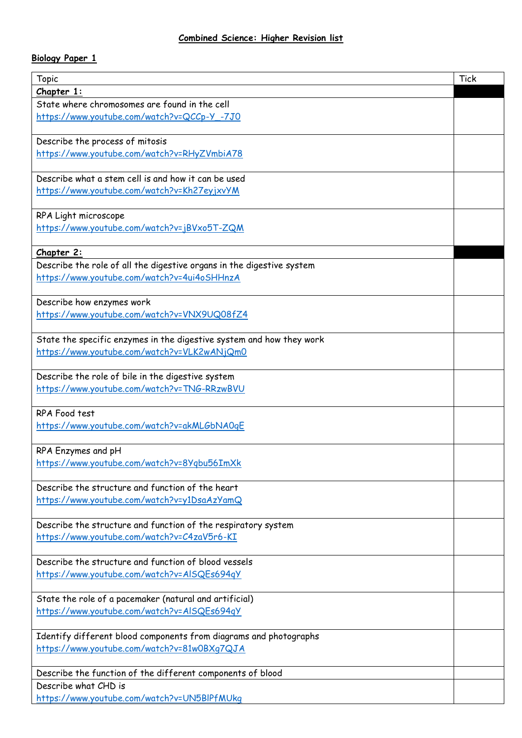**Combined Science: Higher Revision list**

**Biology Paper 1**

| Topic | Tick |
|---|---|
| **Chapter 1:** | |
| State where chromosomes are found in the cell https://www.youtube.com/watch?v=QCCp-Y_-7J0 | |
| Describe the process of mitosis https://www.youtube.com/watch?v=RHyZVmbiA78 | |
| Describe what a stem cell is and how it can be used https://www.youtube.com/watch?v=Kh27eyjxvYM | |
| RPA Light microscope https://www.youtube.com/watch?v=jBVxo5T-ZQM | |
| **Chapter 2:** | |
| Describe the role of all the digestive organs in the digestive system https://www.youtube.com/watch?v=4ui4oSHHnzA | |
| Describe how enzymes work https://www.youtube.com/watch?v=VNX9UQ08fZ4 | |
| State the specific enzymes in the digestive system and how they work https://www.youtube.com/watch?v=VLK2wANjQm0 | |
| Describe the role of bile in the digestive system https://www.youtube.com/watch?v=TNG-RRzwBVU | |
| RPA Food test https://www.youtube.com/watch?v=akMLGbNA0qE | |
| RPA Enzymes and pH https://www.youtube.com/watch?v=8Yqbu56ImXk | |
| Describe the structure and function of the heart https://www.youtube.com/watch?v=y1DsaAzYamQ | |
| Describe the structure and function of the respiratory system https://www.youtube.com/watch?v=C4zaV5r6-KI | |
| Describe the structure and function of blood vessels https://www.youtube.com/watch?v=AlSQEs694qY | |
| State the role of a pacemaker (natural and artificial) https://www.youtube.com/watch?v=AlSQEs694qY | |
| Identify different blood components from diagrams and photographs https://www.youtube.com/watch?v=81w0BXg7QJA | |
| Describe the function of the different components of blood | |
| Describe what CHD is https://www.youtube.com/watch?v=UN5BlPfMUkg | |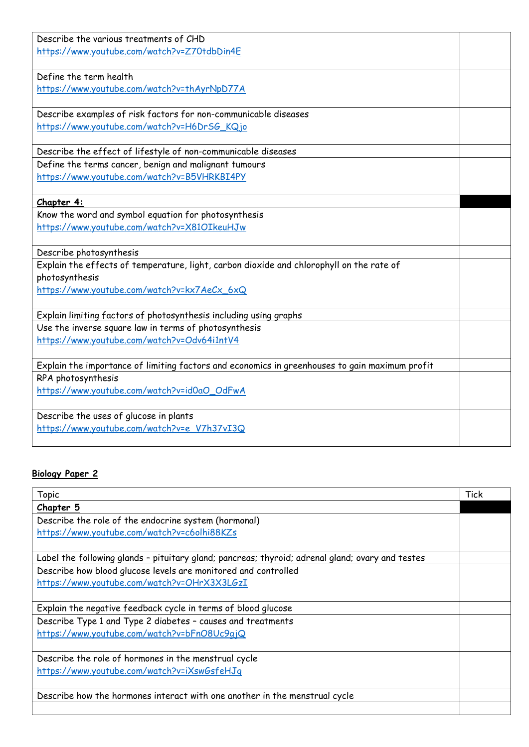| | |
|---|---|
| Describe the various treatments of CHD<br>https://www.youtube.com/watch?v=Z70tdbDin4E | |
| Define the term health<br>https://www.youtube.com/watch?v=thAyrNpD77A | |
| Describe examples of risk factors for non-communicable diseases<br>https://www.youtube.com/watch?v=H6DrSG_KQjo | |
| Describe the effect of lifestyle of non-communicable diseases | |
| Define the terms cancer, benign and malignant tumours<br>https://www.youtube.com/watch?v=B5VHRKBI4PY | |
| **Chapter 4:** | |
| Know the word and symbol equation for photosynthesis<br>https://www.youtube.com/watch?v=X81OIkeuHJw | |
| Describe photosynthesis | |
| Explain the effects of temperature, light, carbon dioxide and chlorophyll on the rate of photosynthesis<br>https://www.youtube.com/watch?v=kx7AeCx_6xQ | |
| Explain limiting factors of photosynthesis including using graphs | |
| Use the inverse square law in terms of photosynthesis<br>https://www.youtube.com/watch?v=Odv64i1ntV4 | |
| Explain the importance of limiting factors and economics in greenhouses to gain maximum profit | |
| RPA photosynthesis<br>https://www.youtube.com/watch?v=id0aO_OdFwA | |
| Describe the uses of glucose in plants<br>https://www.youtube.com/watch?v=e_V7h37vI3Q | |

## Biology Paper 2

| Topic | Tick |
|---|---|
| **Chapter 5** | |
| Describe the role of the endocrine system (hormonal)<br>https://www.youtube.com/watch?v=c6olhi88KZs | |
| Label the following glands – pituitary gland; pancreas; thyroid; adrenal gland; ovary and testes | |
| Describe how blood glucose levels are monitored and controlled<br>https://www.youtube.com/watch?v=OHrX3X3LGzI | |
| Explain the negative feedback cycle in terms of blood glucose | |
| Describe Type 1 and Type 2 diabetes – causes and treatments<br>https://www.youtube.com/watch?v=bFnO8Uc9gjQ | |
| Describe the role of hormones in the menstrual cycle<br>https://www.youtube.com/watch?v=iXswGsfeHJg | |
| Describe how the hormones interact with one another in the menstrual cycle | |
| | |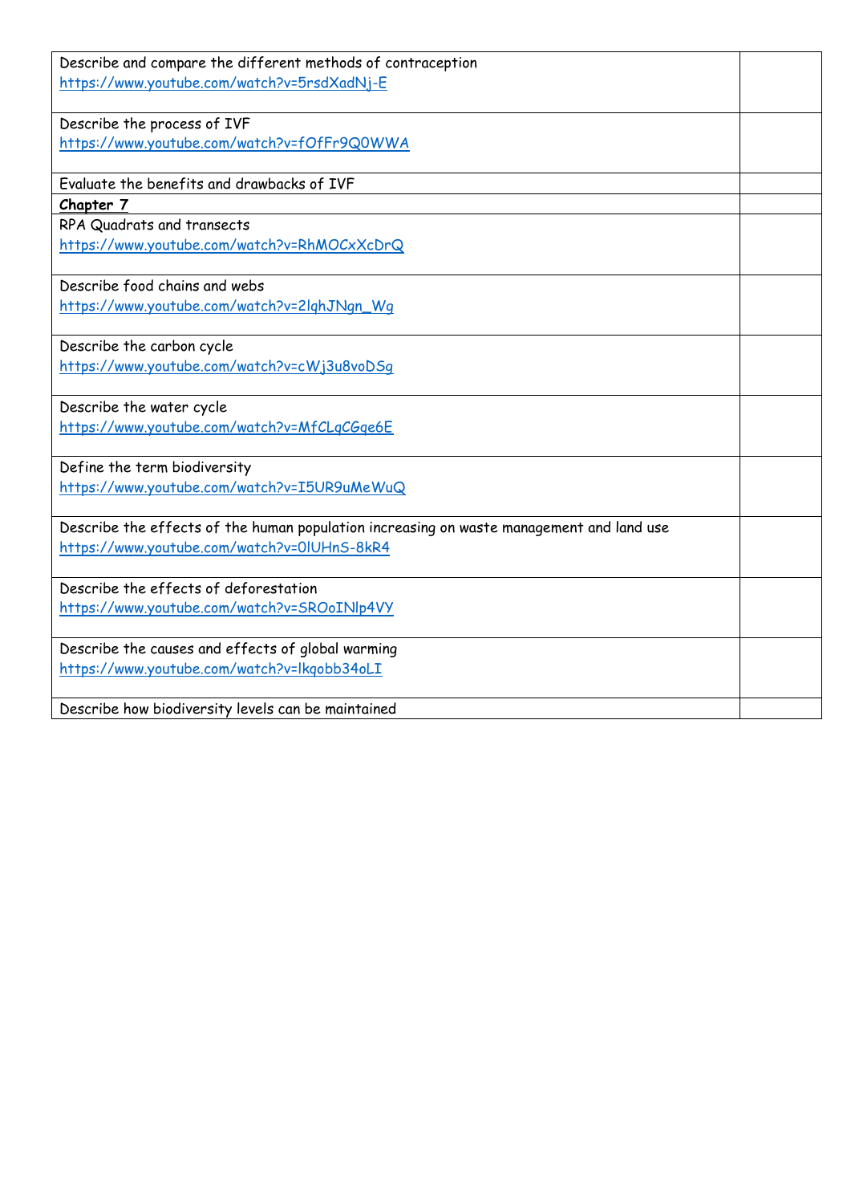| | |
|---|---|
| Describe and compare the different methods of contraception<br>https://www.youtube.com/watch?v=5rsdXadNj-E | |
| Describe the process of IVF<br>https://www.youtube.com/watch?v=fOfFr9Q0WWA | |
| Evaluate the benefits and drawbacks of IVF | |
| **Chapter 7** | |
| RPA Quadrats and transects<br>https://www.youtube.com/watch?v=RhMOCxXcDrQ | |
| Describe food chains and webs<br>https://www.youtube.com/watch?v=2lqhJNgn_Wg | |
| Describe the carbon cycle<br>https://www.youtube.com/watch?v=cWj3u8voDSg | |
| Describe the water cycle<br>https://www.youtube.com/watch?v=MfCLqCGqe6E | |
| Define the term biodiversity<br>https://www.youtube.com/watch?v=I5UR9uMeWuQ | |
| Describe the effects of the human population increasing on waste management and land use<br>https://www.youtube.com/watch?v=0lUHnS-8kR4 | |
| Describe the effects of deforestation<br>https://www.youtube.com/watch?v=SROoINlp4VY | |
| Describe the causes and effects of global warming<br>https://www.youtube.com/watch?v=lkqobb34oLI | |
| Describe how biodiversity levels can be maintained | |